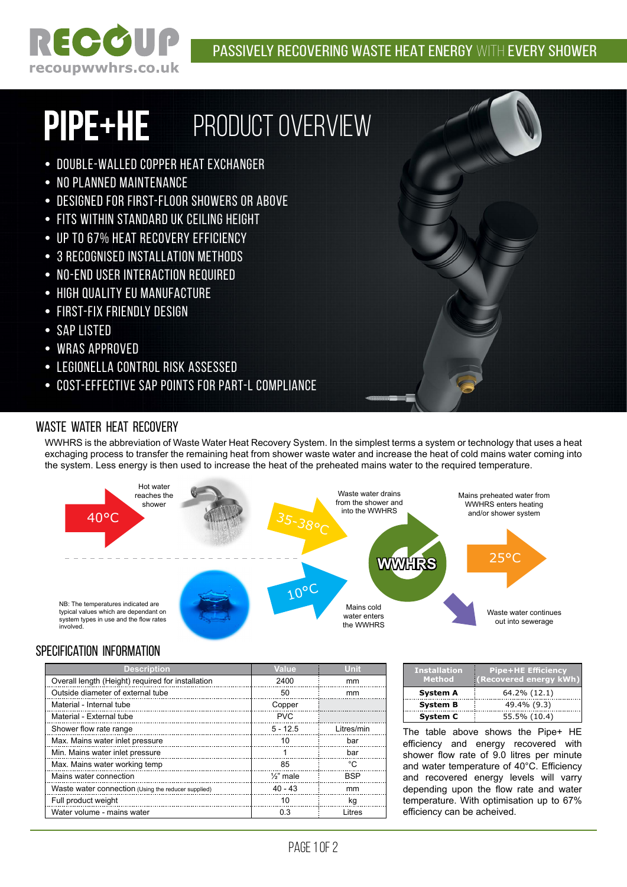# RECOUP

recoupwwhrs.co.uk

PASSIVELY RECOVERING WASTE HEAT ENERGY WITH EVERY SHOWER

# PIPE+HE PRODUCT OVERVIEW

- DOUBLE-WALLED COPPER HEAT EXCHANGER
- NO PLANNED MAINTENANCE
- DESIGNED FOR FIRST-FLOOR SHOWERS OR ABOVE
- FITS WITHIN STANDARD UK CEILING HEIGHT
- UP TO 67% HEAT RECOVERY EFFICIENCY
- 3 RECOGNISED INSTALLATION METHODS
- NO-END USER INTERACTION REQUIRED
- HIGH QUALITY EU MANUFACTURE
- FIRST-FIX FRIENDLY DESIGN
- SAP LISTED
- WRAS APPROVED
- LEGIONELLA CONTROL RISK ASSESSED
- COST-EFFECTIVE SAP POINTS FOR PART-L COMPLIANCE

## WASTE WATER HEAT RECOVERY

WWHRS is the abbreviation of Waste Water Heat Recovery System. In the simplest terms a system or technology that uses a heat exchaging process to transfer the remaining heat from shower waste water and increase the heat of cold mains water coming into the system. Less energy is then used to increase the heat of the preheated mains water to the required temperature.

40°C — Hot water reaches the shower

35-38°C — Waste water drains from the shower and into the WWHRS

WWHRS

25°C — Mains preheated water from WWHRS enters heating and/or shower system

10°C — Mains cold water enters the WWHRS

Waste water continues out into sewerage

NB: The temperatures indicated are typical values which are dependant on system types in use and the flow rates involved.

## SPECIFICATION INFORMATION

| Description | Value | Unit |
|---|---|---|
| Overall length (Height) required for installation | 2400 | mm |
| Outside diameter of external tube | 50 | mm |
| Material - Internal tube | Copper | |
| Material - External tube | PVC | |
| Shower flow rate range | 5 - 12.5 | Litres/min |
| Max. Mains water inlet pressure | 10 | bar |
| Min. Mains water inlet pressure | 1 | bar |
| Max. Mains water working temp | 85 | °C |
| Mains water connection | ½" male | BSP |
| Waste water connection (Using the reducer supplied) | 40 - 43 | mm |
| Full product weight | 10 | kg |
| Water volume - mains water | 0.3 | Litres |

| Installation Method | Pipe+HE Efficiency (Recovered energy kWh) |
|---|---|
| System A | 64.2% (12.1) |
| System B | 49.4% (9.3) |
| System C | 55.5% (10.4) |

The table above shows the Pipe+ HE efficiency and energy recovered with shower flow rate of 9.0 litres per minute and water temperature of 40°C. Efficiency and recovered energy levels will varry depending upon the flow rate and water temperature. With optimisation up to 67% efficiency can be acheived.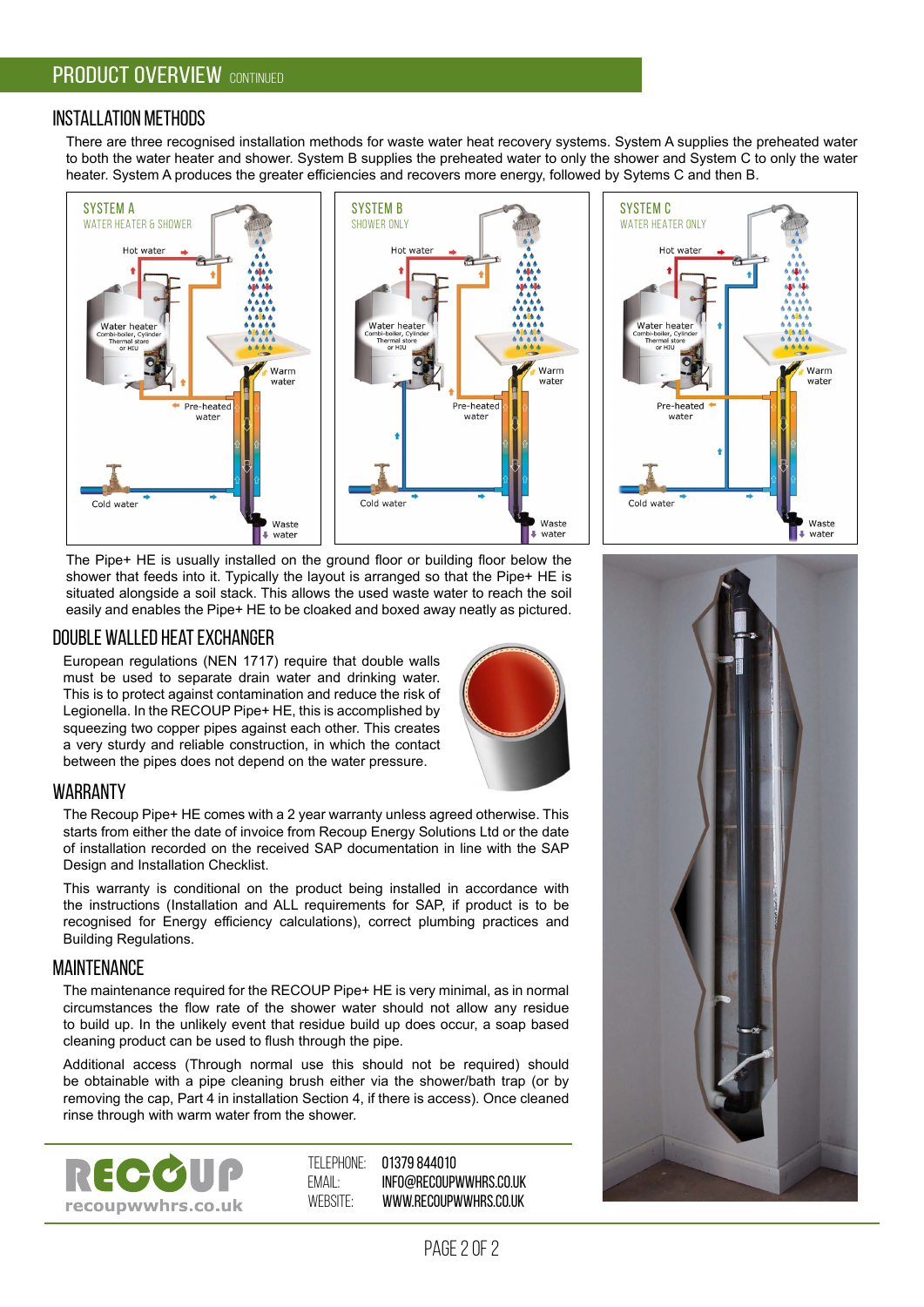## PRODUCT OVERVIEW CONTINUED

### INSTALLATION METHODS

There are three recognised installation methods for waste water heat recovery systems. System A supplies the preheated water to both the water heater and shower. System B supplies the preheated water to only the shower and System C to only the water heater. System A produces the greater efficiencies and recovers more energy, followed by Sytems C and then B.

SYSTEM A
WATER HEATER & SHOWER

Hot water
Water heater
Combi-boiler, Cylinder
Thermal store
or HIU
Warm water
Pre-heated water
Cold water
Waste water

SYSTEM B
SHOWER ONLY

Hot water
Water heater
Combi-boiler, Cylinder
Thermal store
or HIU
Warm water
Pre-heated water
Cold water
Waste water

SYSTEM C
WATER HEATER ONLY

Hot water
Water heater
Combi-boiler, Cylinder
Thermal store
or HIU
Warm water
Pre-heated water
Cold water
Waste water

The Pipe+ HE is usually installed on the ground floor or building floor below the shower that feeds into it. Typically the layout is arranged so that the Pipe+ HE is situated alongside a soil stack. This allows the used waste water to reach the soil easily and enables the Pipe+ HE to be cloaked and boxed away neatly as pictured.

### DOUBLE WALLED HEAT EXCHANGER

European regulations (NEN 1717) require that double walls must be used to separate drain water and drinking water. This is to protect against contamination and reduce the risk of Legionella. In the RECOUP Pipe+ HE, this is accomplished by squeezing two copper pipes against each other. This creates a very sturdy and reliable construction, in which the contact between the pipes does not depend on the water pressure.

### WARRANTY

The Recoup Pipe+ HE comes with a 2 year warranty unless agreed otherwise. This starts from either the date of invoice from Recoup Energy Solutions Ltd or the date of installation recorded on the received SAP documentation in line with the SAP Design and Installation Checklist.

This warranty is conditional on the product being installed in accordance with the instructions (Installation and ALL requirements for SAP, if product is to be recognised for Energy efficiency calculations), correct plumbing practices and Building Regulations.

### MAINTENANCE

The maintenance required for the RECOUP Pipe+ HE is very minimal, as in normal circumstances the flow rate of the shower water should not allow any residue to build up. In the unlikely event that residue build up does occur, a soap based cleaning product can be used to flush through the pipe.

Additional access (Through normal use this should not be required) should be obtainable with a pipe cleaning brush either via the shower/bath trap (or by removing the cap, Part 4 in installation Section 4, if there is access). Once cleaned rinse through with warm water from the shower.

RECOUP
recoupwwhrs.co.uk

TELEPHONE: 01379 844010
EMAIL: INFO@RECOUPWWHRS.CO.UK
WEBSITE: WWW.RECOUPWWHRS.CO.UK